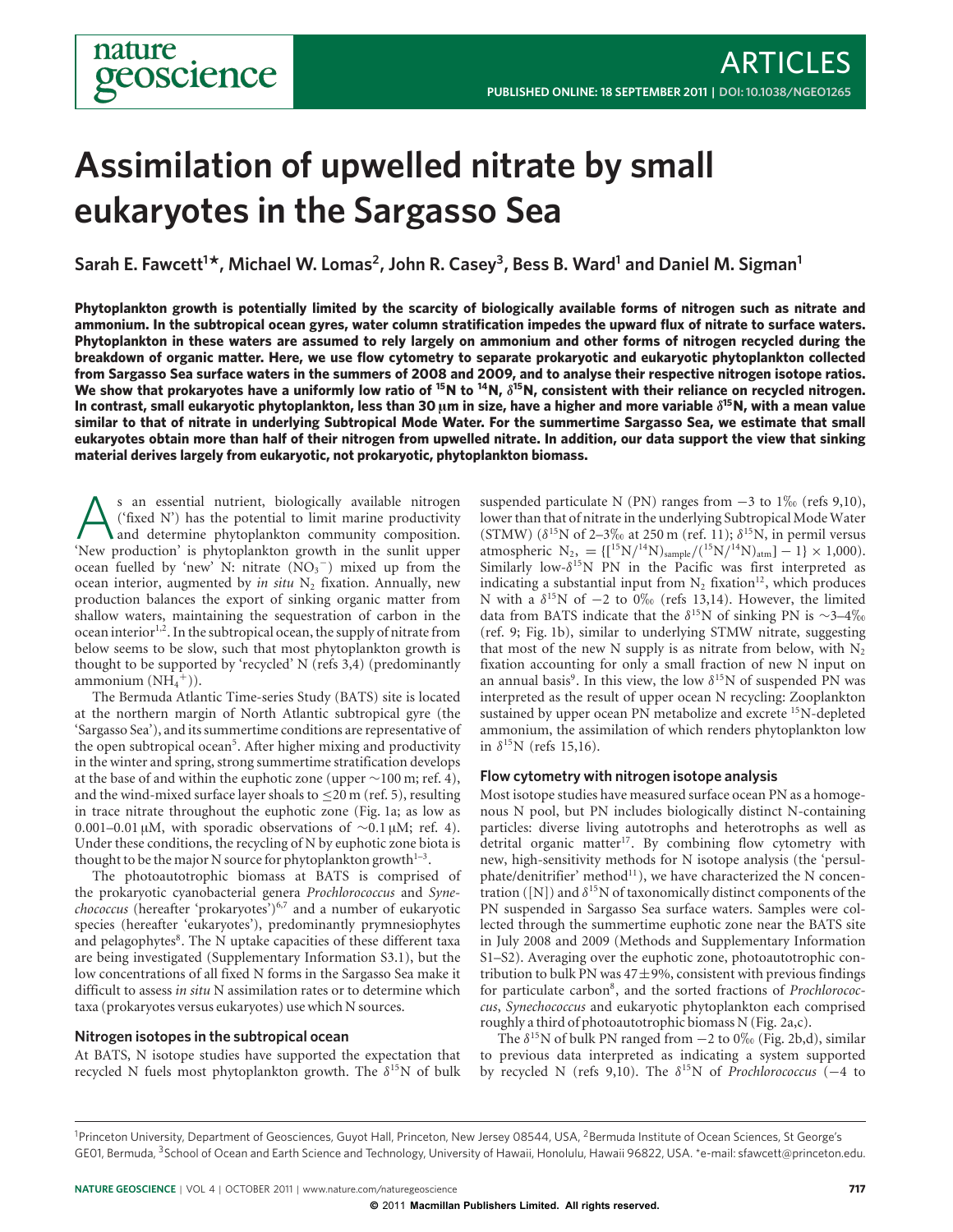# Assimilation of upwelled nitrate by small eukaryotes in the Sargasso Sea

**Sarah E. Fawcett[1]\*, Michael W. Lomas[2], John R. Casey[3], Bess B. Ward[1] and Daniel M. Sigman[1]**

**Phytoplankton growth is potentially limited by the scarcity of biologically available forms of nitrogen such as nitrate and ammonium. In the subtropical ocean gyres, water column stratification impedes the upward flux of nitrate to surface waters. Phytoplankton in these waters are assumed to rely largely on ammonium and other forms of nitrogen recycled during the breakdown of organic matter. Here, we use flow cytometry to separate prokaryotic and eukaryotic phytoplankton collected from Sargasso Sea surface waters in the summers of 2008 and 2009, and to analyse their respective nitrogen isotope ratios. We show that prokaryotes have a uniformly low ratio of $^{15}N$ to $^{14}N$, $\delta^{15}N$, consistent with their reliance on recycled nitrogen. In contrast, small eukaryotic phytoplankton, less than 30 μm in size, have a higher and more variable $\delta^{15}N$, with a mean value similar to that of nitrate in underlying Subtropical Mode Water. For the summertime Sargasso Sea, we estimate that small eukaryotes obtain more than half of their nitrogen from upwelled nitrate. In addition, our data support the view that sinking material derives largely from eukaryotic, not prokaryotic, phytoplankton biomass.**

As an essential nutrient, biologically available nitrogen ('fixed N') has the potential to limit marine productivity and determine phytoplankton community composition. 'New production' is phytoplankton growth in the sunlit upper ocean fuelled by 'new' N: nitrate ($NO_3^-$) mixed up from the ocean interior, augmented by *in situ* $N_2$ fixation. Annually, new production balances the export of sinking organic matter from shallow waters, maintaining the sequestration of carbon in the ocean interior[1,2]. In the subtropical ocean, the supply of nitrate from below seems to be slow, such that most phytoplankton growth is thought to be supported by 'recycled' N (refs 3,4) (predominantly ammonium ($NH_4^+$)).

The Bermuda Atlantic Time-series Study (BATS) site is located at the northern margin of North Atlantic subtropical gyre (the 'Sargasso Sea'), and its summertime conditions are representative of the open subtropical ocean[5]. After higher mixing and productivity in the winter and spring, strong summertime stratification develops at the base of and within the euphotic zone (upper ~100 m; ref. 4), and the wind-mixed surface layer shoals to ≤20 m (ref. 5), resulting in trace nitrate throughout the euphotic zone (Fig. 1a; as low as 0.001–0.01 μM, with sporadic observations of ~0.1 μM; ref. 4). Under these conditions, the recycling of N by euphotic zone biota is thought to be the major N source for phytoplankton growth[1–3].

The photoautotrophic biomass at BATS is comprised of the prokaryotic cyanobacterial genera *Prochlorococcus* and *Synechococcus* (hereafter 'prokaryotes')[6,7] and a number of eukaryotic species (hereafter 'eukaryotes'), predominantly prymnesiophytes and pelagophytes[8]. The N uptake capacities of these different taxa are being investigated (Supplementary Information S3.1), but the low concentrations of all fixed N forms in the Sargasso Sea make it difficult to assess *in situ* N assimilation rates or to determine which taxa (prokaryotes versus eukaryotes) use which N sources.

## Nitrogen isotopes in the subtropical ocean

At BATS, N isotope studies have supported the expectation that recycled N fuels most phytoplankton growth. The $\delta^{15}N$ of bulk suspended particulate N (PN) ranges from −3 to 1‰ (refs 9,10), lower than that of nitrate in the underlying Subtropical Mode Water (STMW) ($\delta^{15}N$ of 2–3‰ at 250 m (ref. 11); $\delta^{15}N$, in permil versus atmospheric $N_2$, $= \{[^{15}N/^{14}N]_{sample}/(^{15}N/^{14}N)_{atm}] - 1\} \times 1{,}000$). Similarly low-$\delta^{15}N$ PN in the Pacific was first interpreted as indicating a substantial input from $N_2$ fixation[12], which produces N with a $\delta^{15}N$ of −2 to 0‰ (refs 13,14). However, the limited data from BATS indicate that the $\delta^{15}N$ of sinking PN is ~3–4‰ (ref. 9; Fig. 1b), similar to underlying STMW nitrate, suggesting that most of the new N supply is as nitrate from below, with $N_2$ fixation accounting for only a small fraction of new N input on an annual basis[9]. In this view, the low $\delta^{15}N$ of suspended PN was interpreted as the result of upper ocean N recycling: Zooplankton sustained by upper ocean PN metabolize and excrete $^{15}N$-depleted ammonium, the assimilation of which renders phytoplankton low in $\delta^{15}N$ (refs 15,16).

## Flow cytometry with nitrogen isotope analysis

Most isotope studies have measured surface ocean PN as a homogeneous N pool, but PN includes biologically distinct N-containing particles: diverse living autotrophs and heterotrophs as well as detrital organic matter[17]. By combining flow cytometry with new, high-sensitivity methods for N isotope analysis (the 'persulphate/denitrifier' method[11]), we have characterized the N concentration ([N]) and $\delta^{15}N$ of taxonomically distinct components of the PN suspended in Sargasso Sea surface waters. Samples were collected through the summertime euphotic zone near the BATS site in July 2008 and 2009 (Methods and Supplementary Information S1–S2). Averaging over the euphotic zone, photoautotrophic contribution to bulk PN was 47±9%, consistent with previous findings for particulate carbon[8], and the sorted fractions of *Prochlorococcus*, *Synechococcus* and eukaryotic phytoplankton each comprised roughly a third of photoautotrophic biomass N (Fig. 2a,c).

The $\delta^{15}N$ of bulk PN ranged from −2 to 0‰ (Fig. 2b,d), similar to previous data interpreted as indicating a system supported by recycled N (refs 9,10). The $\delta^{15}N$ of *Prochlorococcus* (−4 to

[1]Princeton University, Department of Geosciences, Guyot Hall, Princeton, New Jersey 08544, USA, [2]Bermuda Institute of Ocean Sciences, St George's GE01, Bermuda, [3]School of Ocean and Earth Science and Technology, University of Hawaii, Honolulu, Hawaii 96822, USA. \*e-mail: sfawcett@princeton.edu.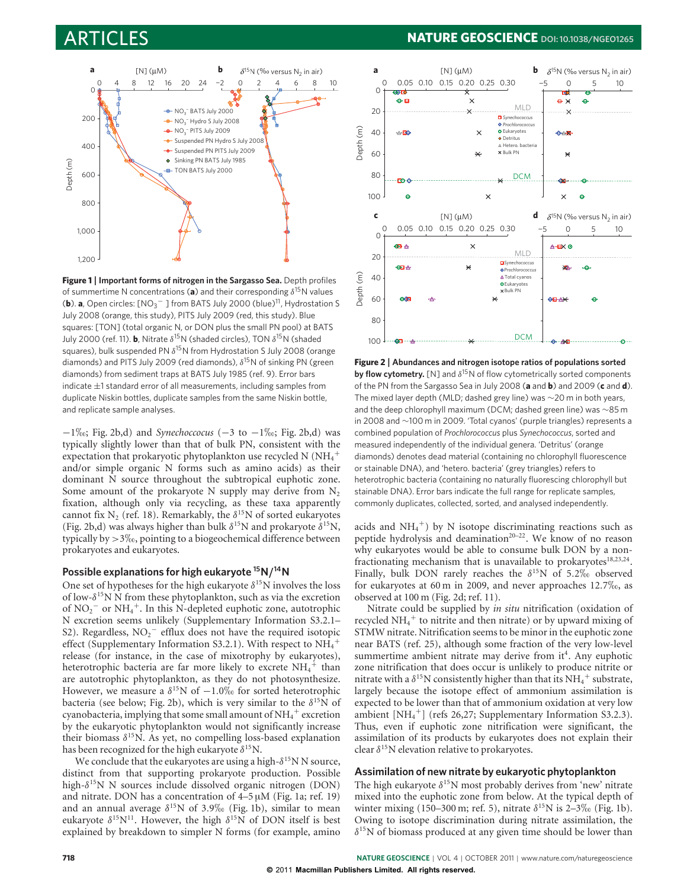**Figure 1 | Important forms of nitrogen in the Sargasso Sea.** Depth profiles of summertime N concentrations (**a**) and their corresponding $\delta^{15}$N values (**b**). **a**, Open circles: [$NO_3^-$] from BATS July 2000 (blue)[11], Hydrostation S July 2008 (orange, this study), PITS July 2009 (red, this study). Blue squares: [TON] (total organic N, or DON plus the small PN pool) at BATS July 2000 (ref. 11). **b**, Nitrate $\delta^{15}$N (shaded circles), TON $\delta^{15}$N (shaded squares), bulk suspended PN $\delta^{15}$N from Hydrostation S July 2008 (orange diamonds) and PITS July 2009 (red diamonds), $\delta^{15}$N of sinking PN (green diamonds) from sediment traps at BATS July 1985 (ref. 9). Error bars indicate ±1 standard error of all measurements, including samples from duplicate Niskin bottles, duplicate samples from the same Niskin bottle, and replicate sample analyses.

**Figure 2 | Abundances and nitrogen isotope ratios of populations sorted by flow cytometry.** [N] and $\delta^{15}$N of flow cytometrically sorted components of the PN from the Sargasso Sea in July 2008 (**a** and **b**) and 2009 (**c** and **d**). The mixed layer depth (MLD; dashed grey line) was ~20 m in both years, and the deep chlorophyll maximum (DCM; dashed green line) was ~85 m in 2008 and ~100 m in 2009. 'Total cyanos' (purple triangles) represents a combined population of *Prochlorococcus* plus *Synechococcus*, sorted and measured independently of the individual genera. 'Detritus' (orange diamonds) denotes dead material (containing no chlorophyll fluorescence or stainable DNA), and 'hetero. bacteria' (grey triangles) refers to heterotrophic bacteria (containing no naturally fluorescing chlorophyll but stainable DNA). Error bars indicate the full range for replicate samples, commonly duplicates, collected, sorted, and analysed independently.

−1‰; Fig. 2b,d) and *Synechoccocus* (−3 to −1‰; Fig. 2b,d) was typically slightly lower than that of bulk PN, consistent with the expectation that prokaryotic phytoplankton use recycled N ($NH_4^+$ and/or simple organic N forms such as amino acids) as their dominant N source throughout the subtropical euphotic zone. Some amount of the prokaryote N supply may derive from $N_2$ fixation, although only via recycling, as these taxa apparently cannot fix $N_2$ (ref. 18). Remarkably, the $\delta^{15}$N of sorted eukaryotes (Fig. 2b,d) was always higher than bulk $\delta^{15}$N and prokaryote $\delta^{15}$N, typically by >3‰, pointing to a biogeochemical difference between prokaryotes and eukaryotes.

## Possible explanations for high eukaryote $^{15}N/^{14}N$

One set of hypotheses for the high eukaryote $\delta^{15}$N involves the loss of low-$\delta^{15}$N N from these phytoplankton, such as via the excretion of $NO_2^-$ or $NH_4^+$. In this N-depleted euphotic zone, autotrophic N excretion seems unlikely (Supplementary Information S3.2.1–S2). Regardless, $NO_2^-$ efflux does not have the required isotopic effect (Supplementary Information S3.2.1). With respect to $NH_4^+$ release (for instance, in the case of mixotrophy by eukaryotes), heterotrophic bacteria are far more likely to excrete $NH_4^+$ than are autotrophic phytoplankton, as they do not photosynthesize. However, we measure a $\delta^{15}$N of −1.0‰ for sorted heterotrophic bacteria (see below; Fig. 2b), which is very similar to the $\delta^{15}$N of cyanobacteria, implying that some small amount of $NH_4^+$ excretion by the eukaryotic phytoplankton would not significantly increase their biomass $\delta^{15}$N. As yet, no compelling loss-based explanation has been recognized for the high eukaryote $\delta^{15}$N.

We conclude that the eukaryotes are using a high-$\delta^{15}$N N source, distinct from that supporting prokaryote production. Possible high-$\delta^{15}$N N sources include dissolved organic nitrogen (DON) and nitrate. DON has a concentration of 4–5 μM (Fig. 1a; ref. 19) and an annual average $\delta^{15}$N of 3.9‰ (Fig. 1b), similar to mean eukaryote $\delta^{15}N^{11}$. However, the high $\delta^{15}$N of DON itself is best explained by breakdown to simpler N forms (for example, amino acids and $NH_4^+$) by N isotope discriminating reactions such as peptide hydrolysis and deamination[20–22]. We know of no reason why eukaryotes would be able to consume bulk DON by a non-fractionating mechanism that is unavailable to prokaryotes[18,23,24]. Finally, bulk DON rarely reaches the $\delta^{15}$N of 5.2‰ observed for eukaryotes at 60 m in 2009, and never approaches 12.7‰, as observed at 100 m (Fig. 2d; ref. 11).

Nitrate could be supplied by *in situ* nitrification (oxidation of recycled $NH_4^+$ to nitrite and then nitrate) or by upward mixing of STMW nitrate. Nitrification seems to be minor in the euphotic zone near BATS (ref. 25), although some fraction of the very low-level summertime ambient nitrate may derive from it[4]. Any euphotic zone nitrification that does occur is unlikely to produce nitrite or nitrate with a $\delta^{15}$N consistently higher than that its $NH_4^+$ substrate, largely because the isotope effect of ammonium assimilation is expected to be lower than that of ammonium oxidation at very low ambient [$NH_4^+$] (refs 26,27; Supplementary Information S3.2.3). Thus, even if euphotic zone nitrification were significant, the assimilation of its products by eukaryotes does not explain their clear $\delta^{15}$N elevation relative to prokaryotes.

## Assimilation of new nitrate by eukaryotic phytoplankton

The high eukaryote $\delta^{15}$N most probably derives from 'new' nitrate mixed into the euphotic zone from below. At the typical depth of winter mixing (150–300 m; ref. 5), nitrate $\delta^{15}$N is 2–3‰ (Fig. 1b). Owing to isotope discrimination during nitrate assimilation, the $\delta^{15}$N of biomass produced at any given time should be lower than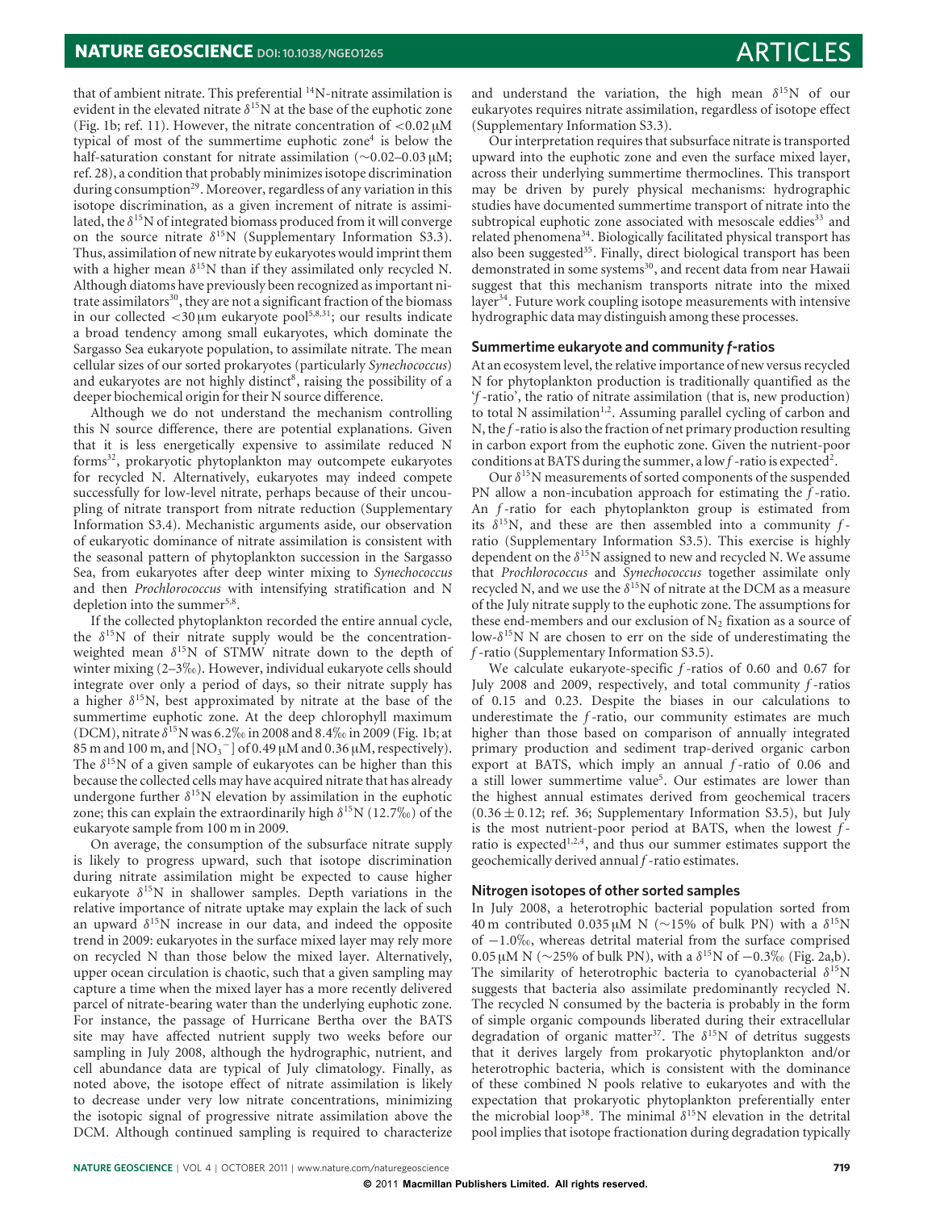that of ambient nitrate. This preferential $^{14}$N-nitrate assimilation is evident in the elevated nitrate $\delta^{15}$N at the base of the euphotic zone (Fig. 1b; ref. 11). However, the nitrate concentration of $<0.02\,\mu$M typical of most of the summertime euphotic zone[4] is below the half-saturation constant for nitrate assimilation ($\sim$0.02–0.03 $\mu$M; ref. 28), a condition that probably minimizes isotope discrimination during consumption[29]. Moreover, regardless of any variation in this isotope discrimination, as a given increment of nitrate is assimilated, the $\delta^{15}$N of integrated biomass produced from it will converge on the source nitrate $\delta^{15}$N (Supplementary Information S3.3). Thus, assimilation of new nitrate by eukaryotes would imprint them with a higher mean $\delta^{15}$N than if they assimilated only recycled N. Although diatoms have previously been recognized as important nitrate assimilators[30], they are not a significant fraction of the biomass in our collected $<30\,\mu$m eukaryote pool[5,8,31]; our results indicate a broad tendency among small eukaryotes, which dominate the Sargasso Sea eukaryote population, to assimilate nitrate. The mean cellular sizes of our sorted prokaryotes (particularly *Synechococcus*) and eukaryotes are not highly distinct[8], raising the possibility of a deeper biochemical origin for their N source difference.

Although we do not understand the mechanism controlling this N source difference, there are potential explanations. Given that it is less energetically expensive to assimilate reduced N forms[32], prokaryotic phytoplankton may outcompete eukaryotes for recycled N. Alternatively, eukaryotes may indeed compete successfully for low-level nitrate, perhaps because of their uncoupling of nitrate transport from nitrate reduction (Supplementary Information S3.4). Mechanistic arguments aside, our observation of eukaryotic dominance of nitrate assimilation is consistent with the seasonal pattern of phytoplankton succession in the Sargasso Sea, from eukaryotes after deep winter mixing to *Synechococcus* and then *Prochlorococcus* with intensifying stratification and N depletion into the summer[5,8].

If the collected phytoplankton recorded the entire annual cycle, the $\delta^{15}$N of their nitrate supply would be the concentration-weighted mean $\delta^{15}$N of STMW nitrate down to the depth of winter mixing (2–3‰). However, individual eukaryote cells should integrate over only a period of days, so their nitrate supply has a higher $\delta^{15}$N, best approximated by nitrate at the base of the summertime euphotic zone. At the deep chlorophyll maximum (DCM), nitrate $\delta^{15}$N was 6.2‰ in 2008 and 8.4‰ in 2009 (Fig. 1b; at 85 m and 100 m, and $[NO_3^-]$ of 0.49 $\mu$M and 0.36 $\mu$M, respectively). The $\delta^{15}$N of a given sample of eukaryotes can be higher than this because the collected cells may have acquired nitrate that has already undergone further $\delta^{15}$N elevation by assimilation in the euphotic zone; this can explain the extraordinarily high $\delta^{15}$N (12.7‰) of the eukaryote sample from 100 m in 2009.

On average, the consumption of the subsurface nitrate supply is likely to progress upward, such that isotope discrimination during nitrate assimilation might be expected to cause higher eukaryote $\delta^{15}$N in shallower samples. Depth variations in the relative importance of nitrate uptake may explain the lack of such an upward $\delta^{15}$N increase in our data, and indeed the opposite trend in 2009: eukaryotes in the surface mixed layer may rely more on recycled N than those below the mixed layer. Alternatively, upper ocean circulation is chaotic, such that a given sampling may capture a time when the mixed layer has a more recently delivered parcel of nitrate-bearing water than the underlying euphotic zone. For instance, the passage of Hurricane Bertha over the BATS site may have affected nutrient supply two weeks before our sampling in July 2008, although the hydrographic, nutrient, and cell abundance data are typical of July climatology. Finally, as noted above, the isotope effect of nitrate assimilation is likely to decrease under very low nitrate concentrations, minimizing the isotopic signal of progressive nitrate assimilation above the DCM. Although continued sampling is required to characterize and understand the variation, the high mean $\delta^{15}$N of our eukaryotes requires nitrate assimilation, regardless of isotope effect (Supplementary Information S3.3).

Our interpretation requires that subsurface nitrate is transported upward into the euphotic zone and even the surface mixed layer, across their underlying summertime thermoclines. This transport may be driven by purely physical mechanisms: hydrographic studies have documented summertime transport of nitrate into the subtropical euphotic zone associated with mesoscale eddies[33] and related phenomena[34]. Biologically facilitated physical transport has also been suggested[35]. Finally, direct biological transport has been demonstrated in some systems[30], and recent data from near Hawaii suggest that this mechanism transports nitrate into the mixed layer[34]. Future work coupling isotope measurements with intensive hydrographic data may distinguish among these processes.

### Summertime eukaryote and community *f*-ratios

At an ecosystem level, the relative importance of new versus recycled N for phytoplankton production is traditionally quantified as the '*f*-ratio', the ratio of nitrate assimilation (that is, new production) to total N assimilation[1,2]. Assuming parallel cycling of carbon and N, the *f*-ratio is also the fraction of net primary production resulting in carbon export from the euphotic zone. Given the nutrient-poor conditions at BATS during the summer, a low *f*-ratio is expected[2].

Our $\delta^{15}$N measurements of sorted components of the suspended PN allow a non-incubation approach for estimating the *f*-ratio. An *f*-ratio for each phytoplankton group is estimated from its $\delta^{15}$N, and these are then assembled into a community *f*-ratio (Supplementary Information S3.5). This exercise is highly dependent on the $\delta^{15}$N assigned to new and recycled N. We assume that *Prochlorococcus* and *Synechococcus* together assimilate only recycled N, and we use the $\delta^{15}$N of nitrate at the DCM as a measure of the July nitrate supply to the euphotic zone. The assumptions for these end-members and our exclusion of $N_2$ fixation as a source of low-$\delta^{15}$N N are chosen to err on the side of underestimating the *f*-ratio (Supplementary Information S3.5).

We calculate eukaryote-specific *f*-ratios of 0.60 and 0.67 for July 2008 and 2009, respectively, and total community *f*-ratios of 0.15 and 0.23. Despite the biases in our calculations to underestimate the *f*-ratio, our community estimates are much higher than those based on comparison of annually integrated primary production and sediment trap-derived organic carbon export at BATS, which imply an annual *f*-ratio of 0.06 and a still lower summertime value[5]. Our estimates are lower than the highest annual estimates derived from geochemical tracers (0.36 ± 0.12; ref. 36; Supplementary Information S3.5), but July is the most nutrient-poor period at BATS, when the lowest *f*-ratio is expected[1,2,4], and thus our summer estimates support the geochemically derived annual *f*-ratio estimates.

### Nitrogen isotopes of other sorted samples

In July 2008, a heterotrophic bacterial population sorted from 40 m contributed 0.035 $\mu$M N ($\sim$15% of bulk PN) with a $\delta^{15}$N of −1.0‰, whereas detrital material from the surface comprised 0.05 $\mu$M N ($\sim$25% of bulk PN), with a $\delta^{15}$N of −0.3‰ (Fig. 2a,b). The similarity of heterotrophic bacteria to cyanobacterial $\delta^{15}$N suggests that bacteria also assimilate predominantly recycled N. The recycled N consumed by the bacteria is probably in the form of simple organic compounds liberated during their extracellular degradation of organic matter[37]. The $\delta^{15}$N of detritus suggests that it derives largely from prokaryotic phytoplankton and/or heterotrophic bacteria, which is consistent with the dominance of these combined N pools relative to eukaryotes and with the expectation that prokaryotic phytoplankton preferentially enter the microbial loop[38]. The minimal $\delta^{15}$N elevation in the detrital pool implies that isotope fractionation during degradation typically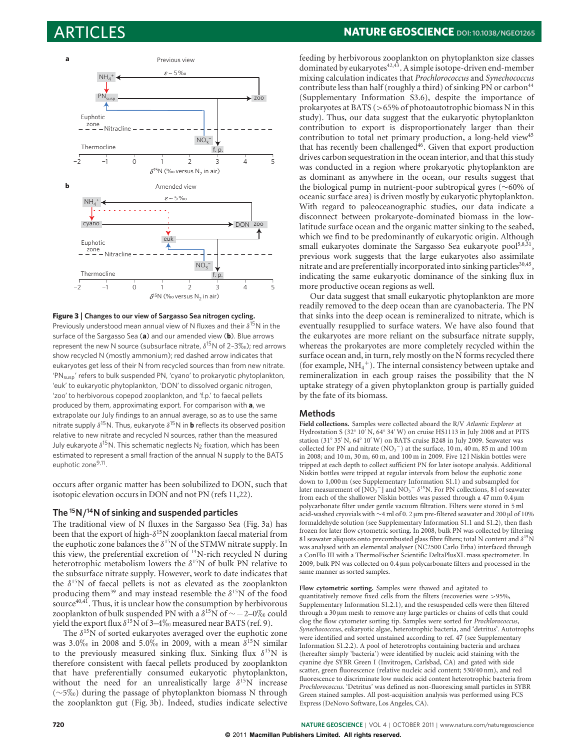**Figure 3 | Changes to our view of Sargasso Sea nitrogen cycling.** Previously understood mean annual view of N fluxes and their $\delta^{15}N$ in the surface of the Sargasso Sea (**a**) and our amended view (**b**). Blue arrows represent the new N source (subsurface nitrate, $\delta^{15}N$ of 2–3‰); red arrows show recycled N (mostly ammonium); red dashed arrow indicates that eukaryotes get less of their N from recycled sources than from new nitrate. '$PN_{susp}$' refers to bulk suspended PN, 'cyano' to prokaryotic phytoplankton, 'euk' to eukaryotic phytoplankton, 'DON' to dissolved organic nitrogen, 'zoo' to herbivorous copepod zooplankton, and 'f.p.' to faecal pellets produced by them, approximating export. For comparison with **a**, we extrapolate our July findings to an annual average, so as to use the same nitrate supply $\delta^{15}N$. Thus, eukaryote $\delta^{15}N$ in **b** reflects its observed position relative to new nitrate and recycled N sources, rather than the measured July eukaryote $\delta^{15}N$. This schematic neglects $N_2$ fixation, which has been estimated to represent a small fraction of the annual N supply to the BATS euphotic zone[9,11].

occurs after organic matter has been solubilized to DON, such that isotopic elevation occurs in DON and not PN (refs 11,22).

## The $^{15}N/^{14}N$ of sinking and suspended particles

The traditional view of N fluxes in the Sargasso Sea (Fig. 3a) has been that the export of high-$\delta^{15}N$ zooplankton faecal material from the euphotic zone balances the $\delta^{15}N$ of the STMW nitrate supply. In this view, the preferential excretion of $^{14}N$-rich recycled N during heterotrophic metabolism lowers the $\delta^{15}N$ of bulk PN relative to the subsurface nitrate supply. However, work to date indicates that the $\delta^{15}N$ of faecal pellets is not as elevated as the zooplankton producing them[39] and may instead resemble the $\delta^{15}N$ of the food source[40,41]. Thus, it is unclear how the consumption by herbivorous zooplankton of bulk suspended PN with a $\delta^{15}N$ of ~−2–0‰ could yield the export flux $\delta^{15}N$ of 3–4‰ measured near BATS (ref. 9).

The $\delta^{15}N$ of sorted eukaryotes averaged over the euphotic zone was 3.0‰ in 2008 and 5.0‰ in 2009, with a mean $\delta^{15}N$ similar to the previously measured sinking flux. Sinking flux $\delta^{15}N$ is therefore consistent with faecal pellets produced by zooplankton that have preferentially consumed eukaryotic phytoplankton, without the need for an unrealistically large $\delta^{15}N$ increase (~5‰) during the passage of phytoplankton biomass N through the zooplankton gut (Fig. 3b). Indeed, studies indicate selective feeding by herbivorous zooplankton on phytoplankton size classes dominated by eukaryotes[42,43]. A simple isotope-driven end-member mixing calculation indicates that *Prochlorococcus* and *Synechococcus* contribute less than half (roughly a third) of sinking PN or carbon[44] (Supplementary Information S3.6), despite the importance of prokaryotes at BATS (>65% of photoautotrophic biomass N in this study). Thus, our data suggest that the eukaryotic phytoplankton contribution to export is disproportionately larger than their contribution to total net primary production, a long-held view[45] that has recently been challenged[46]. Given that export production drives carbon sequestration in the ocean interior, and that this study was conducted in a region where prokaryotic phytoplankton are as dominant as anywhere in the ocean, our results suggest that the biological pump in nutrient-poor subtropical gyres (~60% of oceanic surface area) is driven mostly by eukaryotic phytoplankton. With regard to paleoceanographic studies, our data indicate a disconnect between prokaryote-dominated biomass in the low-latitude surface ocean and the organic matter sinking to the seabed, which we find to be predominantly of eukaryotic origin. Although small eukaryotes dominate the Sargasso Sea eukaryote pool[5,8,31], previous work suggests that the large eukaryotes also assimilate nitrate and are preferentially incorporated into sinking particles[30,45], indicating the same eukaryotic dominance of the sinking flux in more productive ocean regions as well.

Our data suggest that small eukaryotic phytoplankton are more readily removed to the deep ocean than are cyanobacteria. The PN that sinks into the deep ocean is remineralized to nitrate, which is eventually resupplied to surface waters. We have also found that the eukaryotes are more reliant on the subsurface nitrate supply, whereas the prokaryotes are more completely recycled within the surface ocean and, in turn, rely mostly on the N forms recycled there (for example, $NH_4^+$). The internal consistency between uptake and remineralization in each group raises the possibility that the N uptake strategy of a given phytoplankton group is partially guided by the fate of its biomass.

## Methods

**Field collections.** Samples were collected aboard the R/V *Atlantic Explorer* at Hydrostation S (32° 10′ N, 64° 34′ W) on cruise HS1113 in July 2008 and at PITS station (31° 35′ N, 64° 10′ W) on BATS cruise B248 in July 2009. Seawater was collected for PN and nitrate ($NO_3^-$) at the surface, 10 m, 40 m, 85 m and 100 m in 2008; and 10 m, 30 m, 60 m, and 100 m in 2009. Five 12 l Niskin bottles were tripped at each depth to collect sufficient PN for later isotope analysis. Additional Niskin bottles were tripped at regular intervals from below the euphotic zone down to 1,000 m (see Supplementary Information S1.1) and subsampled for later measurement of $[NO_3^-]$ and $NO_3^-$ $\delta^{15}N$. For PN collections, 8 l of seawater from each of the shallower Niskin bottles was passed through a 47 mm 0.4 μm polycarbonate filter under gentle vacuum filtration. Filters were stored in 5 ml acid-washed cryovials with ~4 ml of 0.2 μm pre-filtered seawater and 200 μl of 10% formaldehyde solution (see Supplementary Information S1.1 and S1.2), then flash frozen for later flow cytometric sorting. In 2008, bulk PN was collected by filtering 8 l seawater aliquots onto precombusted glass fibre filters; total N content and $\delta^{15}N$ was analysed with an elemental analyser (NC2500 Carlo Erba) interfaced through a ConFlo III with a ThermoFischer Scientific DeltaPlusXL mass spectrometer. In 2009, bulk PN was collected on 0.4 μm polycarbonate filters and processed in the same manner as sorted samples.

**Flow cytometric sorting.** Samples were thawed and agitated to quantitatively remove fixed cells from the filters (recoveries were >95%, Supplementary Information S1.2.1), and the resuspended cells were then filtered through a 30 μm mesh to remove any large particles or chains of cells that could clog the flow cytometer sorting tip. Samples were sorted for *Prochlorococcus*, *Synechococccus*, eukaryotic algae, heterotrophic bacteria, and 'detritus'. Autotrophs were identified and sorted unstained according to ref. 47 (see Supplementary Information S1.2.2). A pool of heterotrophs containing bacteria and archaea (hereafter simply 'bacteria') were identified by nucleic acid staining with the cyanine dye SYBR Green I (Invitrogen, Carlsbad, CA) and gated with side scatter, green fluorescence (relative nucleic acid content; 530/40 nm), and red fluorescence to discriminate low nucleic acid content heterotrophic bacteria from *Prochlorococcus*. 'Detritus' was defined as non-fluorescing small particles in SYBR Green stained samples. All post-acquisition analysis was performed using FCS Express (DeNovo Software, Los Angeles, CA).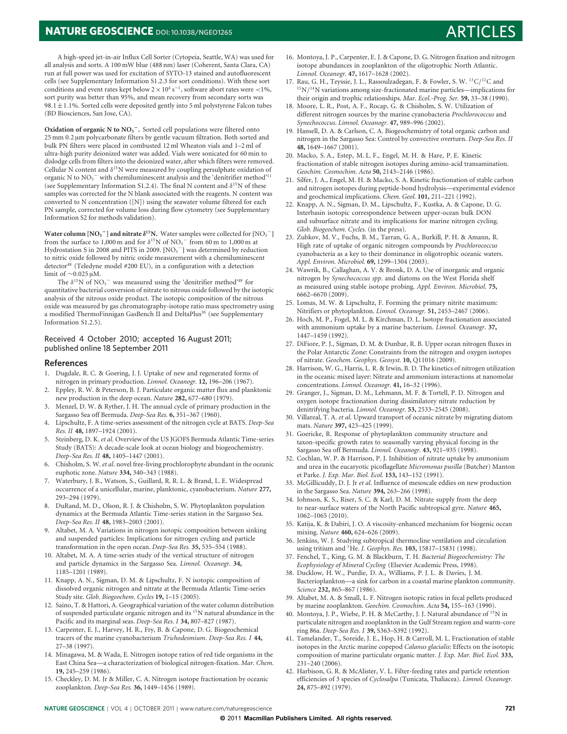A high-speed jet-in-air Influx Cell Sorter (Cytopeia, Seattle, WA) was used for all analysis and sorts. A 100 mW blue (488 nm) laser (Coherent, Santa Clara, CA) run at full power was used for excitation of SYTO-13 stained and autofluorescent cells (see Supplementary Information S1.2.3 for sort conditions). With these sort conditions and event rates kept below $2 \times 10^4\ s^{-1}$, software abort rates were <1%, sort purity was better than 95%, and mean recovery from secondary sorts was $98.1 \pm 1.1$%. Sorted cells were deposited gently into 5 ml polystyrene Falcon tubes (BD Biosciences, San Jose, CA).

**Oxidation of organic N to $NO_3^-$.** Sorted cell populations were filtered onto 25 mm 0.2 μm polycarbonate filters by gentle vacuum filtration. Both sorted and bulk PN filters were placed in combusted 12 ml Wheaton vials and 1–2 ml of ultra-high purity deionized water was added. Vials were sonicated for 60 min to dislodge cells from filters into the deionized water, after which filters were removed. Cellular N content and $\delta^{15}N$ were measured by coupling persulphate oxidation of organic N to $NO_3^-$ with chemiluminescent analysis and the 'denitrifier method'[11] (see Supplementary Information S1.2.4). The final N content and $\delta^{15}N$ of these samples was corrected for the N blank associated with the reagents. N content was converted to N concentration ([N]) using the seawater volume filtered for each PN sample, corrected for volume loss during flow cytometry (see Supplementary Information S2 for methods validation).

**Water column [$NO_3^-$] and nitrate $\delta^{15}N$.** Water samples were collected for [$NO_3^-$] from the surface to 1,000 m and for $\delta^{15}N$ of $NO_3^-$ from 60 m to 1,000 m at Hydrostation S in 2008 and PITS in 2009. [$NO_3^-$] was determined by reduction to nitric oxide followed by nitric oxide measurement with a chemiluminescent detector[48] (Teledyne model #200 EU), in a configuration with a detection limit of ~0.025 μM.

The $\delta^{15}N$ of $NO_3^-$ was measured using the 'denitrifier method'[49] for quantitative bacterial conversion of nitrate to nitrous oxide followed by the isotopic analysis of the nitrous oxide product. The isotopic composition of the nitrous oxide was measured by gas chromatography-isotope ratio mass spectrometry using a modified ThermoFinnigan GasBench II and DeltaPlus[50] (see Supplementary Information S1.2.5).

Received 4 October 2010; accepted 16 August 2011; published online 18 September 2011

## References

1. Dugdale, R. C. & Goering, J. J. Uptake of new and regenerated forms of nitrogen in primary production. *Limnol. Oceanogr.* **12,** 196–206 (1967).
2. Eppley, R. W. & Peterson, B. J. Particulate organic matter flux and planktonic new production in the deep ocean. *Nature* **282,** 677–680 (1979).
3. Menzel, D. W. & Ryther, J. H. The annual cycle of primary production in the Sargasso Sea off Bermuda. *Deep-Sea Res.* **6,** 351–367 (1960).
4. Lipschultz, F. A time-series assessment of the nitrogen cycle at BATS. *Deep-Sea Res. II* **48,** 1897–1924 (2001).
5. Steinberg, D. K. *et al*. Overview of the US JGOFS Bermuda Atlantic Time-series Study (BATS): A decade-scale look at ocean biology and biogeochemistry. *Deep-Sea Res. II* **48,** 1405–1447 (2001).
6. Chisholm, S. W. *et al*. novel free-living prochlorophyte abundant in the oceanic euphotic zone. *Nature* **334,** 340–343 (1988).
7. Waterbury, J. B., Watson, S., Guillard, R. R. L. & Brand, L. E. Widespread occurrence of a unicellular, marine, planktonic, cyanobacterium. *Nature* **277,** 293–294 (1979).
8. DuRand, M. D., Olson, R. J. & Chisholm, S. W. Phytoplankton population dynamics at the Bermuda Atlantic Time-series station in the Sargasso Sea. *Deep-Sea Res. II* **48,** 1983–2003 (2001).
9. Altabet, M. A. Variations in nitrogen isotopic composition between sinking and suspended particles: Implications for nitrogen cycling and particle transformation in the open ocean. *Deep-Sea Res.* **35,** 535–554 (1988).
10. Altabet, M. A. A time-series study of the vertical structure of nitrogen and particle dynamics in the Sargasso Sea. *Limnol. Oceanogr.* **34,** 1185–1201 (1989).
11. Knapp, A. N., Sigman, D. M. & Lipschultz, F. N isotopic composition of dissolved organic nitrogen and nitrate at the Bermuda Atlantic Time-series Study site. *Glob. Biogeochem. Cycles* **19,** 1–15 (2005).
12. Saino, T. & Hattori, A. Geographical variation of the water column distribution of suspended particulate organic nitrogen and its $^{15}N$ natural abundance in the Pacific and its marginal seas. *Deep-Sea Res. I* **34,** 807–827 (1987).
13. Carpenter, E. J., Harvey, H. R., Fry, B. & Capone, D. G. Biogeochemical tracers of the marine cyanobacterium *Trichodesmium*. *Deep-Sea Res. I* **44,** 27–38 (1997).
14. Minagawa, M. & Wada, E. Nitrogen isotope ratios of red tide organisms in the East China Sea—a characterization of biological nitrogen-fixation. *Mar. Chem.* **19,** 245–259 (1986).
15. Checkley, D. M. Jr & Miller, C. A. Nitrogen isotope fractionation by oceanic zooplankton. *Deep-Sea Res.* **36,** 1449–1456 (1989).
16. Montoya, J. P., Carpenter, E. J. & Capone, D. G. Nitrogen fixation and nitrogen isotope abundances in zooplankton of the oligotrophic North Atlantic. *Limnol. Oceanogr.* **47,** 1617–1628 (2002).
17. Rau, G. H., Teyssie, J. L., Rassoulzadegan, F. & Fowler, S. W. $^{13}C/^{12}C$ and $^{15}N/^{14}N$ variations among size-fractionated marine particles—implications for their origin and trophic relationships. *Mar. Ecol.-Prog. Ser.* **59,** 33–38 (1990).
18. Moore, L. R., Post, A. F., Rocap, G. & Chisholm, S. W. Utilization of different nitrogen sources by the marine cyanobacteria *Prochlorococcus* and *Synechococcus*. *Limnol. Oceanogr.* **47,** 989–996 (2002).
19. Hansell, D. A. & Carlson, C. A. Biogeochemistry of total organic carbon and nitrogen in the Sargasso Sea: Control by convective overturn. *Deep-Sea Res. II* **48,** 1649–1667 (2001).
20. Macko, S. A., Estep, M. L. F., Engel, M. H. & Hare, P. E. Kinetic fractionation of stable nitrogen isotopes during amino-acid transamination. *Geochim. Cosmochim. Acta* **50,** 2143–2146 (1986).
21. Silfer, J. A., Engel, M. H. & Macko, S. A. Kinetic fractionation of stable carbon and nitrogen isotopes during peptide-bond hydrolysis—experimental evidence and geochemical implications. *Chem. Geol.* **101,** 211–221 (1992).
22. Knapp, A. N., Sigman, D. M., Lipschultz, F., Kustka, A. & Capone, D. G. Interbasin isotopic correspondence between upper-ocean bulk DON and subsurface nitrate and its implications for marine nitrogen cycling. *Glob. Biogeochem. Cycles.* (in the press).
23. Zubkov, M. V., Fuchs, B. M., Tarran, G. A., Burkill, P. H. & Amann, R. High rate of uptake of organic nitrogen compounds by *Prochlorococcus* cyanobacteria as a key to their dominance in oligotrophic oceanic waters. *Appl. Environ. Microbiol.* **69,** 1299–1304 (2003).
24. Wawrik, B., Callaghan, A. V. & Bronk, D. A. Use of inorganic and organic nitrogen by *Synechococcus spp*. and diatoms on the West Florida shelf as measured using stable isotope probing. *Appl. Environ. Microbiol.* **75,** 6662–6670 (2009).
25. Lomas, M. W. & Lipschultz, F. Forming the primary nitrite maximum: Nitrifiers or phytoplankton. *Limnol. Oceanogr.* **51,** 2453–2467 (2006).
26. Hoch, M. P., Fogel, M. L. & Kirchman, D. L. Isotope fractionation associated with ammonium uptake by a marine bacterium. *Limnol. Oceanogr.* **37,** 1447–1459 (1992).
27. DiFiore, P. J., Sigman, D. M. & Dunbar, R. B. Upper ocean nitrogen fluxes in the Polar Antarctic Zone: Constraints from the nitrogen and oxygen isotopes of nitrate. *Geochem. Geophys. Geosyst.* **10,** Q11016 (2009).
28. Harrison, W. G., Harris, L. R. & Irwin, B. D. The kinetics of nitrogen utilization in the oceanic mixed layer: Nitrate and ammonium interactions at nanomolar concentrations. *Limnol. Oceanogr.* **41,** 16–32 (1996).
29. Granger, J., Sigman, D. M., Lehmann, M. F. & Tortell, P. D. Nitrogen and oxygen isotope fractionation during dissimilatory nitrate reduction by denitrifying bacteria. *Limnol. Oceanogr.* **53,** 2533–2545 (2008).
30. Villareal, T. A. *et al*. Upward transport of oceanic nitrate by migrating diatom mats. *Nature* **397,** 423–425 (1999).
31. Goericke, R. Response of phytoplankton community structure and taxon-specific growth rates to seasonally varying physical forcing in the Sargasso Sea off Bermuda. *Limnol. Oceanogr.* **43,** 921–935 (1998).
32. Cochlan, W. P. & Harrison, P. J. Inhibition of nitrate uptake by ammonium and urea in the eucaryotic picoflagellate *Micromonas pusilla* (Butcher) Manton et Parke. *J. Exp. Mar. Biol. Ecol.* **153,** 143–152 (1991).
33. McGillicuddy, D. J. Jr *et al*. Influence of mesoscale eddies on new production in the Sargasso Sea. *Nature* **394,** 263–266 (1998).
34. Johnson, K. S., Riser, S. C. & Karl, D. M. Nitrate supply from the deep to near-surface waters of the North Pacific subtropical gyre. *Nature* **465,** 1062–1065 (2010).
35. Katija, K. & Dabiri, J. O. A viscosity-enhanced mechanism for biogenic ocean mixing. *Nature* **460,** 624–626 (2009).
36. Jenkins, W. J. Studying subtropical thermocline ventilation and circulation using tritium and $^{3}He$. *J. Geophys. Res.* **103,** 15817–15831 (1998).
37. Fenchel, T., King, G. M. & Blackburn, T. H. *Bacterial Biogeochemistry: The Ecophysiology of Mineral Cycling* (Elsevier Academic Press, 1998).
38. Ducklow, H. W., Purdie, D. A., Williams, P. J. L. & Davies, J. M. Bacterioplankton—a sink for carbon in a coastal marine plankton community. *Science* **232,** 865–867 (1986).
39. Altabet, M. A. & Small, L. F. Nitrogen isotopic ratios in fecal pellets produced by marine zooplankton. *Geochim. Cosmochim. Acta* **54,** 155–163 (1990).
40. Montoya, J. P., Wiebe, P. H. & McCarthy, J. J. Natural abundance of $^{15}N$ in particulate nitrogen and zooplankton in the Gulf Stream region and warm-core ring 86a. *Deep-Sea Res. I* **39,** S363–S392 (1992).
41. Tamelander, T., Soreide, J. E., Hop, H. & Carroll, M. L. Fractionation of stable isotopes in the Arctic marine copepod *Calanus glacialis*: Effects on the isotopic composition of marine particulate organic matter. *J. Exp. Mar. Biol. Ecol.* **333,** 231–240 (2006).
42. Harbison, G. R. & McAlister, V. L. Filter-feeding rates and particle retention efficiencies of 3 species of *Cyclosalpa* (Tunicata, Thaliacea). *Limnol. Oceanogr.* **24,** 875–892 (1979).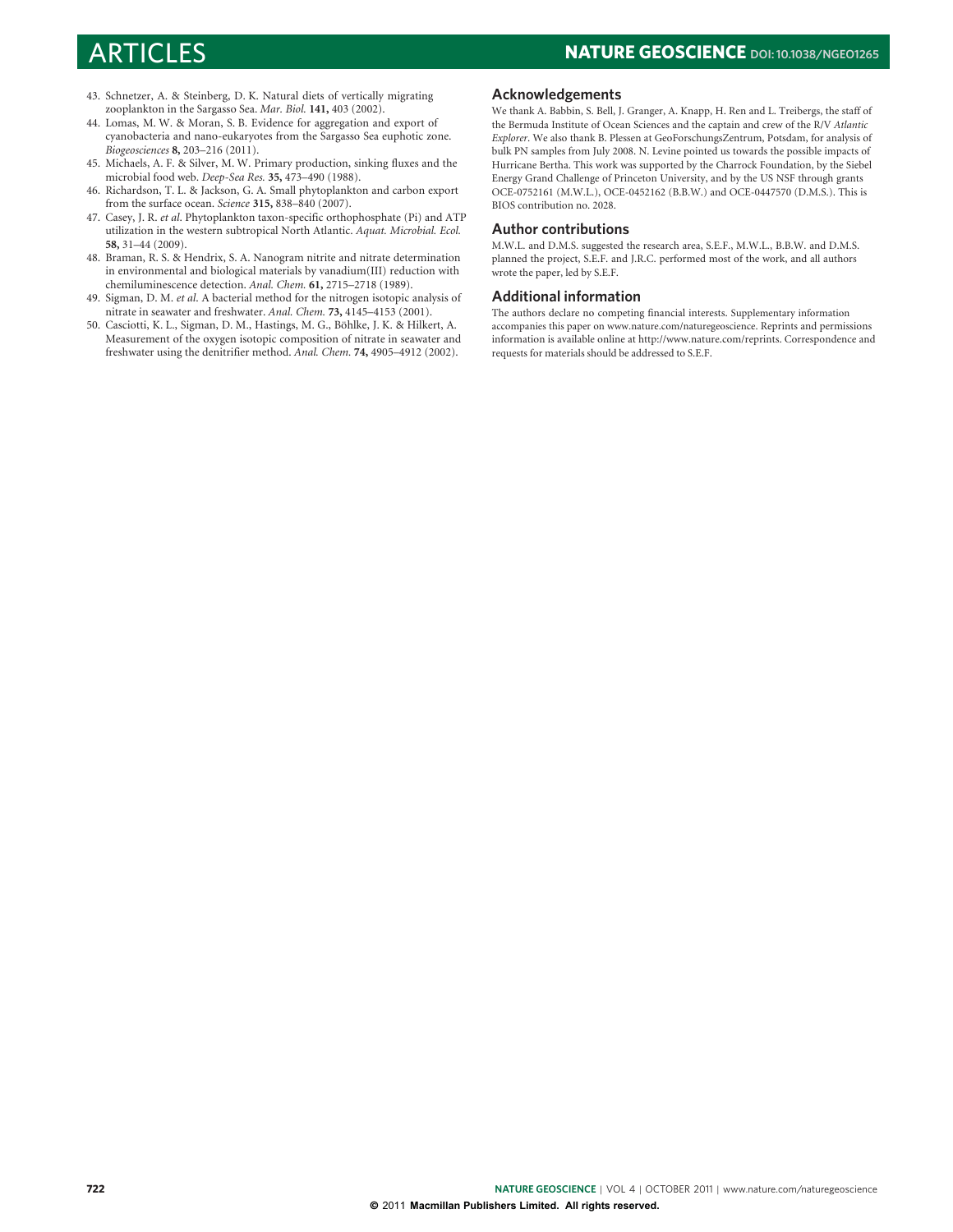43. Schnetzer, A. & Steinberg, D. K. Natural diets of vertically migrating zooplankton in the Sargasso Sea. *Mar. Biol.* **141,** 403 (2002).
44. Lomas, M. W. & Moran, S. B. Evidence for aggregation and export of cyanobacteria and nano-eukaryotes from the Sargasso Sea euphotic zone. *Biogeosciences* **8,** 203–216 (2011).
45. Michaels, A. F. & Silver, M. W. Primary production, sinking fluxes and the microbial food web. *Deep-Sea Res.* **35,** 473–490 (1988).
46. Richardson, T. L. & Jackson, G. A. Small phytoplankton and carbon export from the surface ocean. *Science* **315,** 838–840 (2007).
47. Casey, J. R. *et al*. Phytoplankton taxon-specific orthophosphate (Pi) and ATP utilization in the western subtropical North Atlantic. *Aquat. Microbial. Ecol.* **58,** 31–44 (2009).
48. Braman, R. S. & Hendrix, S. A. Nanogram nitrite and nitrate determination in environmental and biological materials by vanadium(III) reduction with chemiluminescence detection. *Anal. Chem.* **61,** 2715–2718 (1989).
49. Sigman, D. M. *et al*. A bacterial method for the nitrogen isotopic analysis of nitrate in seawater and freshwater. *Anal. Chem.* **73,** 4145–4153 (2001).
50. Casciotti, K. L., Sigman, D. M., Hastings, M. G., Böhlke, J. K. & Hilkert, A. Measurement of the oxygen isotopic composition of nitrate in seawater and freshwater using the denitrifier method. *Anal. Chem.* **74,** 4905–4912 (2002).

## Acknowledgements

We thank A. Babbin, S. Bell, J. Granger, A. Knapp, H. Ren and L. Treibergs, the staff of the Bermuda Institute of Ocean Sciences and the captain and crew of the R/V *Atlantic Explorer*. We also thank B. Plessen at GeoForschungsZentrum, Potsdam, for analysis of bulk PN samples from July 2008. N. Levine pointed us towards the possible impacts of Hurricane Bertha. This work was supported by the Charrock Foundation, by the Siebel Energy Grand Challenge of Princeton University, and by the US NSF through grants OCE-0752161 (M.W.L.), OCE-0452162 (B.B.W.) and OCE-0447570 (D.M.S.). This is BIOS contribution no. 2028.

## Author contributions

M.W.L. and D.M.S. suggested the research area, S.E.F., M.W.L., B.B.W. and D.M.S. planned the project, S.E.F. and J.R.C. performed most of the work, and all authors wrote the paper, led by S.E.F.

## Additional information

The authors declare no competing financial interests. Supplementary information accompanies this paper on www.nature.com/naturegeoscience. Reprints and permissions information is available online at http://www.nature.com/reprints. Correspondence and requests for materials should be addressed to S.E.F.